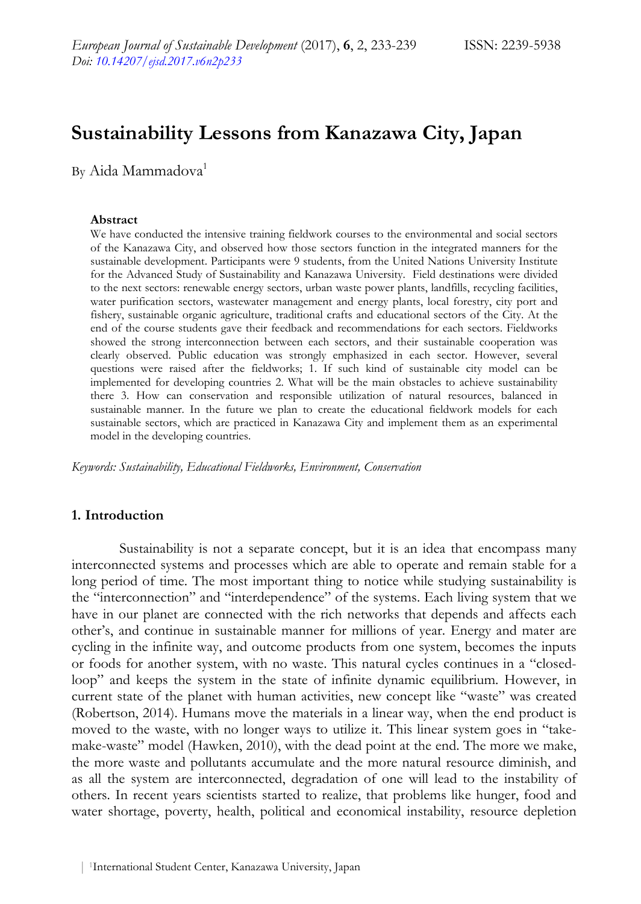# Sustainability Lessons from Kanazawa City, Japan

By Aida Mammadova[1]

### Abstract

We have conducted the intensive training fieldwork courses to the environmental and social sectors of the Kanazawa City, and observed how those sectors function in the integrated manners for the sustainable development. Participants were 9 students, from the United Nations University Institute for the Advanced Study of Sustainability and Kanazawa University. Field destinations were divided to the next sectors: renewable energy sectors, urban waste power plants, landfills, recycling facilities, water purification sectors, wastewater management and energy plants, local forestry, city port and fishery, sustainable organic agriculture, traditional crafts and educational sectors of the City. At the end of the course students gave their feedback and recommendations for each sectors. Fieldworks showed the strong interconnection between each sectors, and their sustainable cooperation was clearly observed. Public education was strongly emphasized in each sector. However, several questions were raised after the fieldworks; 1. If such kind of sustainable city model can be implemented for developing countries 2. What will be the main obstacles to achieve sustainability there 3. How can conservation and responsible utilization of natural resources, balanced in sustainable manner. In the future we plan to create the educational fieldwork models for each sustainable sectors, which are practiced in Kanazawa City and implement them as an experimental model in the developing countries.

*Keywords: Sustainability, Educational Fieldworks, Environment, Conservation*

## 1. Introduction

Sustainability is not a separate concept, but it is an idea that encompass many interconnected systems and processes which are able to operate and remain stable for a long period of time. The most important thing to notice while studying sustainability is the "interconnection" and "interdependence" of the systems. Each living system that we have in our planet are connected with the rich networks that depends and affects each other's, and continue in sustainable manner for millions of year. Energy and mater are cycling in the infinite way, and outcome products from one system, becomes the inputs or foods for another system, with no waste. This natural cycles continues in a "closed-loop" and keeps the system in the state of infinite dynamic equilibrium. However, in current state of the planet with human activities, new concept like "waste" was created (Robertson, 2014). Humans move the materials in a linear way, when the end product is moved to the waste, with no longer ways to utilize it. This linear system goes in "take-make-waste" model (Hawken, 2010), with the dead point at the end. The more we make, the more waste and pollutants accumulate and the more natural resource diminish, and as all the system are interconnected, degradation of one will lead to the instability of others. In recent years scientists started to realize, that problems like hunger, food and water shortage, poverty, health, political and economical instability, resource depletion

[1]International Student Center, Kanazawa University, Japan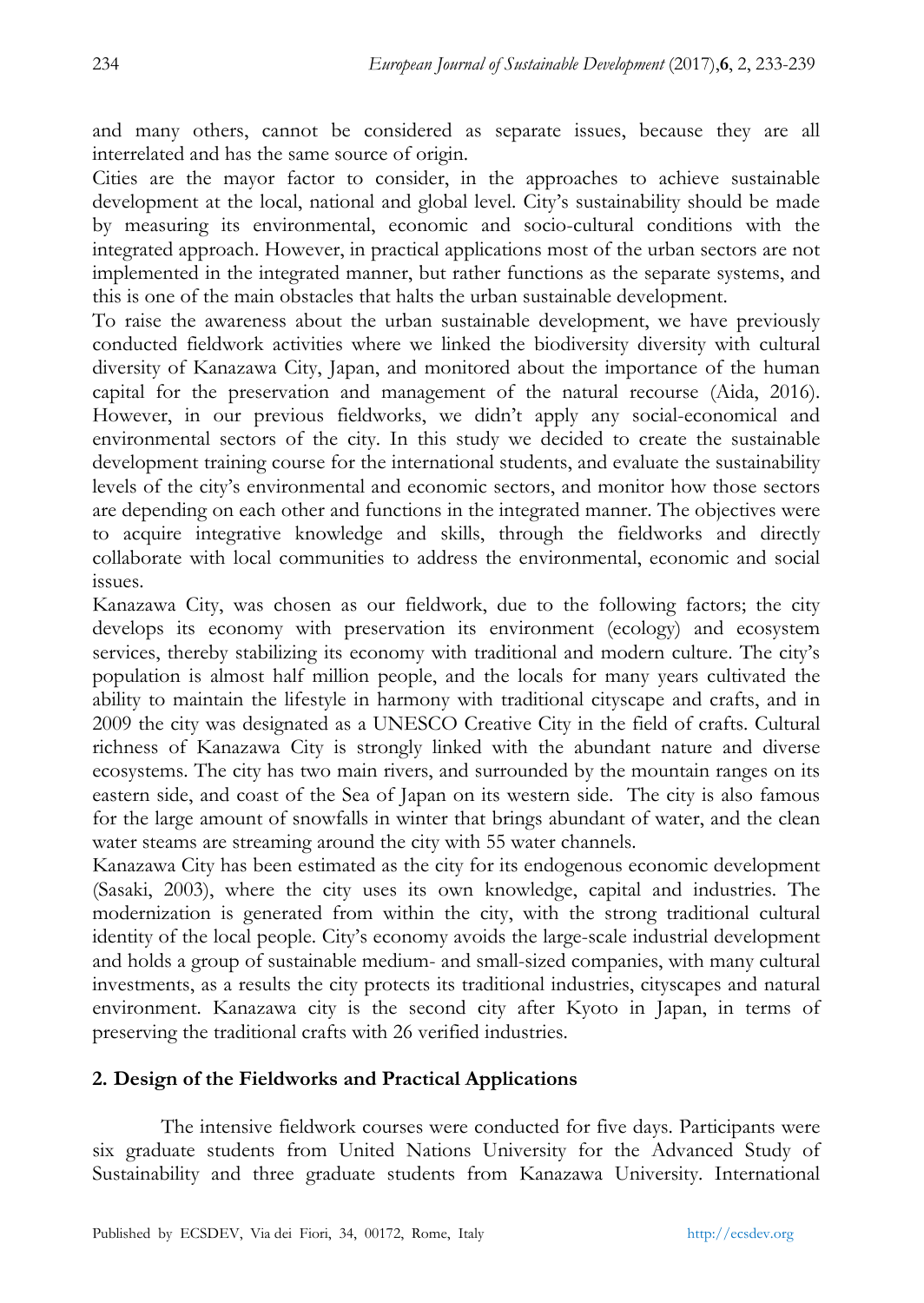and many others, cannot be considered as separate issues, because they are all interrelated and has the same source of origin.

Cities are the mayor factor to consider, in the approaches to achieve sustainable development at the local, national and global level. City's sustainability should be made by measuring its environmental, economic and socio-cultural conditions with the integrated approach. However, in practical applications most of the urban sectors are not implemented in the integrated manner, but rather functions as the separate systems, and this is one of the main obstacles that halts the urban sustainable development.

To raise the awareness about the urban sustainable development, we have previously conducted fieldwork activities where we linked the biodiversity diversity with cultural diversity of Kanazawa City, Japan, and monitored about the importance of the human capital for the preservation and management of the natural recourse (Aida, 2016). However, in our previous fieldworks, we didn't apply any social-economical and environmental sectors of the city. In this study we decided to create the sustainable development training course for the international students, and evaluate the sustainability levels of the city's environmental and economic sectors, and monitor how those sectors are depending on each other and functions in the integrated manner. The objectives were to acquire integrative knowledge and skills, through the fieldworks and directly collaborate with local communities to address the environmental, economic and social issues.

Kanazawa City, was chosen as our fieldwork, due to the following factors; the city develops its economy with preservation its environment (ecology) and ecosystem services, thereby stabilizing its economy with traditional and modern culture. The city's population is almost half million people, and the locals for many years cultivated the ability to maintain the lifestyle in harmony with traditional cityscape and crafts, and in 2009 the city was designated as a UNESCO Creative City in the field of crafts. Cultural richness of Kanazawa City is strongly linked with the abundant nature and diverse ecosystems. The city has two main rivers, and surrounded by the mountain ranges on its eastern side, and coast of the Sea of Japan on its western side. The city is also famous for the large amount of snowfalls in winter that brings abundant of water, and the clean water steams are streaming around the city with 55 water channels.

Kanazawa City has been estimated as the city for its endogenous economic development (Sasaki, 2003), where the city uses its own knowledge, capital and industries. The modernization is generated from within the city, with the strong traditional cultural identity of the local people. City's economy avoids the large-scale industrial development and holds a group of sustainable medium- and small-sized companies, with many cultural investments, as a results the city protects its traditional industries, cityscapes and natural environment. Kanazawa city is the second city after Kyoto in Japan, in terms of preserving the traditional crafts with 26 verified industries.

## 2. Design of the Fieldworks and Practical Applications

The intensive fieldwork courses were conducted for five days. Participants were six graduate students from United Nations University for the Advanced Study of Sustainability and three graduate students from Kanazawa University. International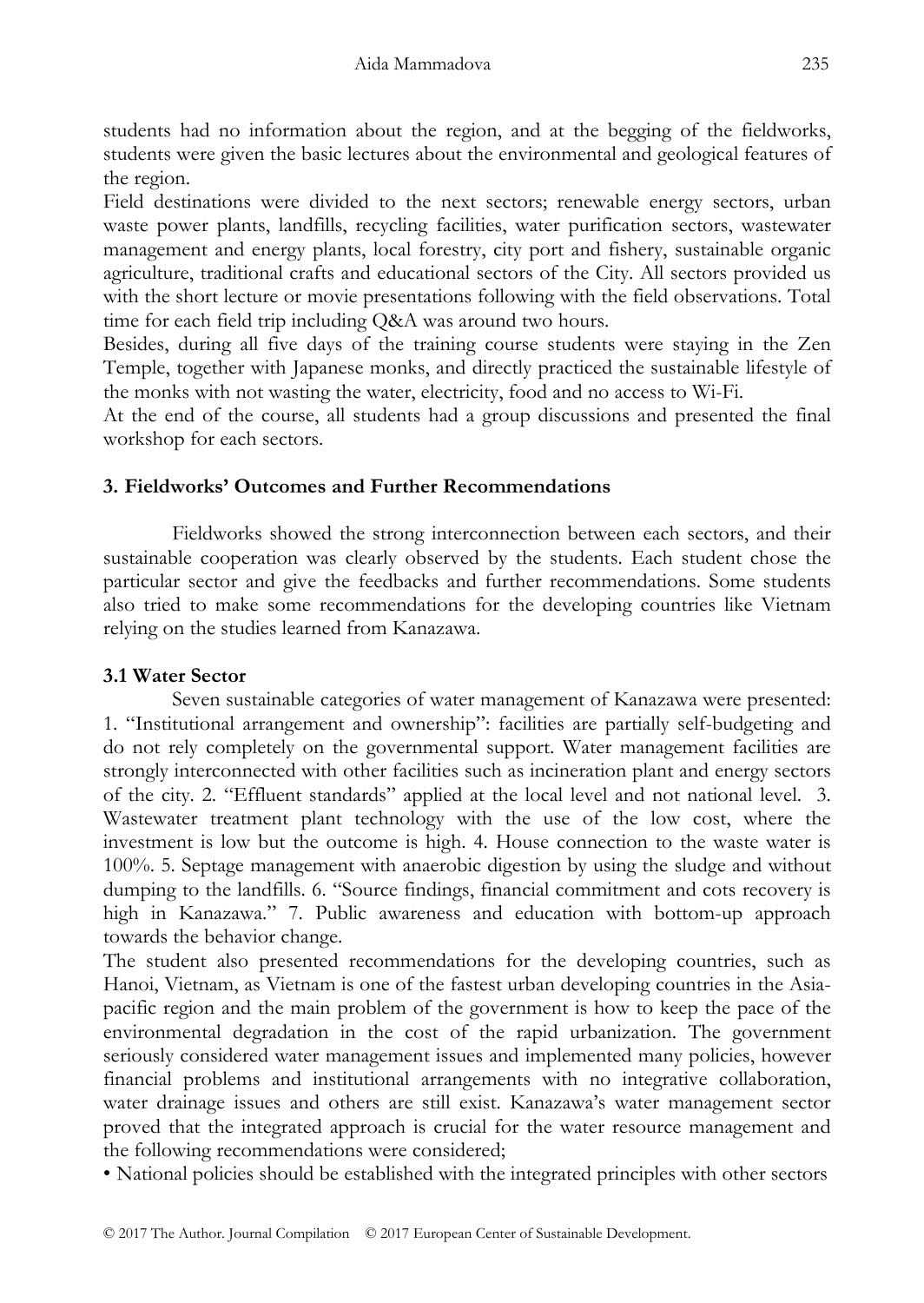students had no information about the region, and at the begging of the fieldworks, students were given the basic lectures about the environmental and geological features of the region.

Field destinations were divided to the next sectors; renewable energy sectors, urban waste power plants, landfills, recycling facilities, water purification sectors, wastewater management and energy plants, local forestry, city port and fishery, sustainable organic agriculture, traditional crafts and educational sectors of the City. All sectors provided us with the short lecture or movie presentations following with the field observations. Total time for each field trip including Q&A was around two hours.

Besides, during all five days of the training course students were staying in the Zen Temple, together with Japanese monks, and directly practiced the sustainable lifestyle of the monks with not wasting the water, electricity, food and no access to Wi-Fi.

At the end of the course, all students had a group discussions and presented the final workshop for each sectors.

## 3. Fieldworks' Outcomes and Further Recommendations

Fieldworks showed the strong interconnection between each sectors, and their sustainable cooperation was clearly observed by the students. Each student chose the particular sector and give the feedbacks and further recommendations. Some students also tried to make some recommendations for the developing countries like Vietnam relying on the studies learned from Kanazawa.

### 3.1 Water Sector

Seven sustainable categories of water management of Kanazawa were presented: 1. "Institutional arrangement and ownership": facilities are partially self-budgeting and do not rely completely on the governmental support. Water management facilities are strongly interconnected with other facilities such as incineration plant and energy sectors of the city. 2. "Effluent standards" applied at the local level and not national level. 3. Wastewater treatment plant technology with the use of the low cost, where the investment is low but the outcome is high. 4. House connection to the waste water is 100%. 5. Septage management with anaerobic digestion by using the sludge and without dumping to the landfills. 6. "Source findings, financial commitment and cots recovery is high in Kanazawa." 7. Public awareness and education with bottom-up approach towards the behavior change.

The student also presented recommendations for the developing countries, such as Hanoi, Vietnam, as Vietnam is one of the fastest urban developing countries in the Asia-pacific region and the main problem of the government is how to keep the pace of the environmental degradation in the cost of the rapid urbanization. The government seriously considered water management issues and implemented many policies, however financial problems and institutional arrangements with no integrative collaboration, water drainage issues and others are still exist. Kanazawa's water management sector proved that the integrated approach is crucial for the water resource management and the following recommendations were considered;

- National policies should be established with the integrated principles with other sectors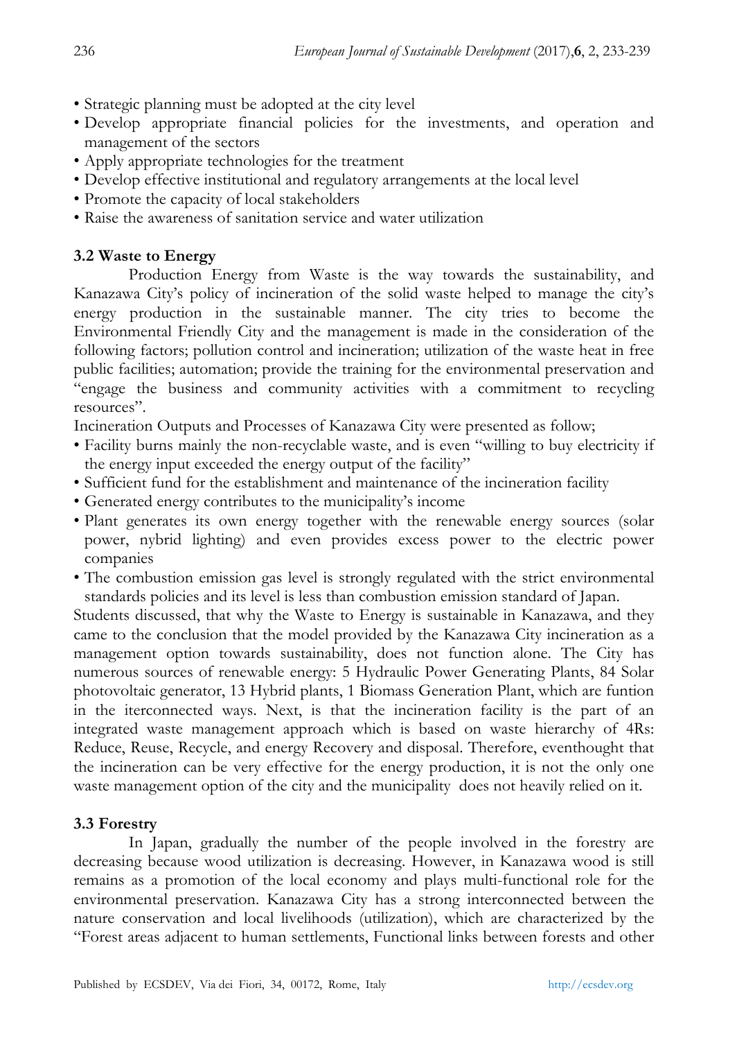- Strategic planning must be adopted at the city level
- Develop appropriate financial policies for the investments, and operation and management of the sectors
- Apply appropriate technologies for the treatment
- Develop effective institutional and regulatory arrangements at the local level
- Promote the capacity of local stakeholders
- Raise the awareness of sanitation service and water utilization

### 3.2 Waste to Energy

Production Energy from Waste is the way towards the sustainability, and Kanazawa City's policy of incineration of the solid waste helped to manage the city's energy production in the sustainable manner. The city tries to become the Environmental Friendly City and the management is made in the consideration of the following factors; pollution control and incineration; utilization of the waste heat in free public facilities; automation; provide the training for the environmental preservation and "engage the business and community activities with a commitment to recycling resources".

Incineration Outputs and Processes of Kanazawa City were presented as follow;

- Facility burns mainly the non-recyclable waste, and is even "willing to buy electricity if the energy input exceeded the energy output of the facility"
- Sufficient fund for the establishment and maintenance of the incineration facility
- Generated energy contributes to the municipality's income
- Plant generates its own energy together with the renewable energy sources (solar power, nybrid lighting) and even provides excess power to the electric power companies
- The combustion emission gas level is strongly regulated with the strict environmental standards policies and its level is less than combustion emission standard of Japan.

Students discussed, that why the Waste to Energy is sustainable in Kanazawa, and they came to the conclusion that the model provided by the Kanazawa City incineration as a management option towards sustainability, does not function alone. The City has numerous sources of renewable energy: 5 Hydraulic Power Generating Plants, 84 Solar photovoltaic generator, 13 Hybrid plants, 1 Biomass Generation Plant, which are funtion in the iterconnected ways. Next, is that the incineration facility is the part of an integrated waste management approach which is based on waste hierarchy of 4Rs: Reduce, Reuse, Recycle, and energy Recovery and disposal. Therefore, eventhought that the incineration can be very effective for the energy production, it is not the only one waste management option of the city and the municipality does not heavily relied on it.

### 3.3 Forestry

In Japan, gradually the number of the people involved in the forestry are decreasing because wood utilization is decreasing. However, in Kanazawa wood is still remains as a promotion of the local economy and plays multi-functional role for the environmental preservation. Kanazawa City has a strong interconnected between the nature conservation and local livelihoods (utilization), which are characterized by the "Forest areas adjacent to human settlements, Functional links between forests and other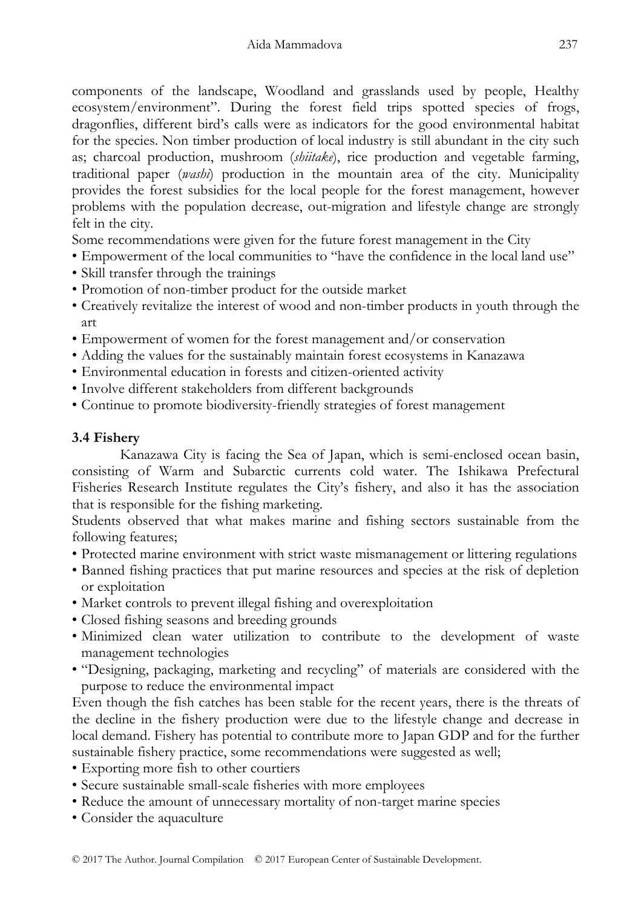components of the landscape, Woodland and grasslands used by people, Healthy ecosystem/environment". During the forest field trips spotted species of frogs, dragonflies, different bird's calls were as indicators for the good environmental habitat for the species. Non timber production of local industry is still abundant in the city such as; charcoal production, mushroom (*shiitake*), rice production and vegetable farming, traditional paper (*washi*) production in the mountain area of the city. Municipality provides the forest subsidies for the local people for the forest management, however problems with the population decrease, out-migration and lifestyle change are strongly felt in the city.

Some recommendations were given for the future forest management in the City

- Empowerment of the local communities to "have the confidence in the local land use"
- Skill transfer through the trainings
- Promotion of non-timber product for the outside market
- Creatively revitalize the interest of wood and non-timber products in youth through the art
- Empowerment of women for the forest management and/or conservation
- Adding the values for the sustainably maintain forest ecosystems in Kanazawa
- Environmental education in forests and citizen-oriented activity
- Involve different stakeholders from different backgrounds
- Continue to promote biodiversity-friendly strategies of forest management

### 3.4 Fishery

Kanazawa City is facing the Sea of Japan, which is semi-enclosed ocean basin, consisting of Warm and Subarctic currents cold water. The Ishikawa Prefectural Fisheries Research Institute regulates the City's fishery, and also it has the association that is responsible for the fishing marketing.

Students observed that what makes marine and fishing sectors sustainable from the following features;

- Protected marine environment with strict waste mismanagement or littering regulations
- Banned fishing practices that put marine resources and species at the risk of depletion or exploitation
- Market controls to prevent illegal fishing and overexploitation
- Closed fishing seasons and breeding grounds
- Minimized clean water utilization to contribute to the development of waste management technologies
- "Designing, packaging, marketing and recycling" of materials are considered with the purpose to reduce the environmental impact

Even though the fish catches has been stable for the recent years, there is the threats of the decline in the fishery production were due to the lifestyle change and decrease in local demand. Fishery has potential to contribute more to Japan GDP and for the further sustainable fishery practice, some recommendations were suggested as well;

- Exporting more fish to other courtiers
- Secure sustainable small-scale fisheries with more employees
- Reduce the amount of unnecessary mortality of non-target marine species
- Consider the aquaculture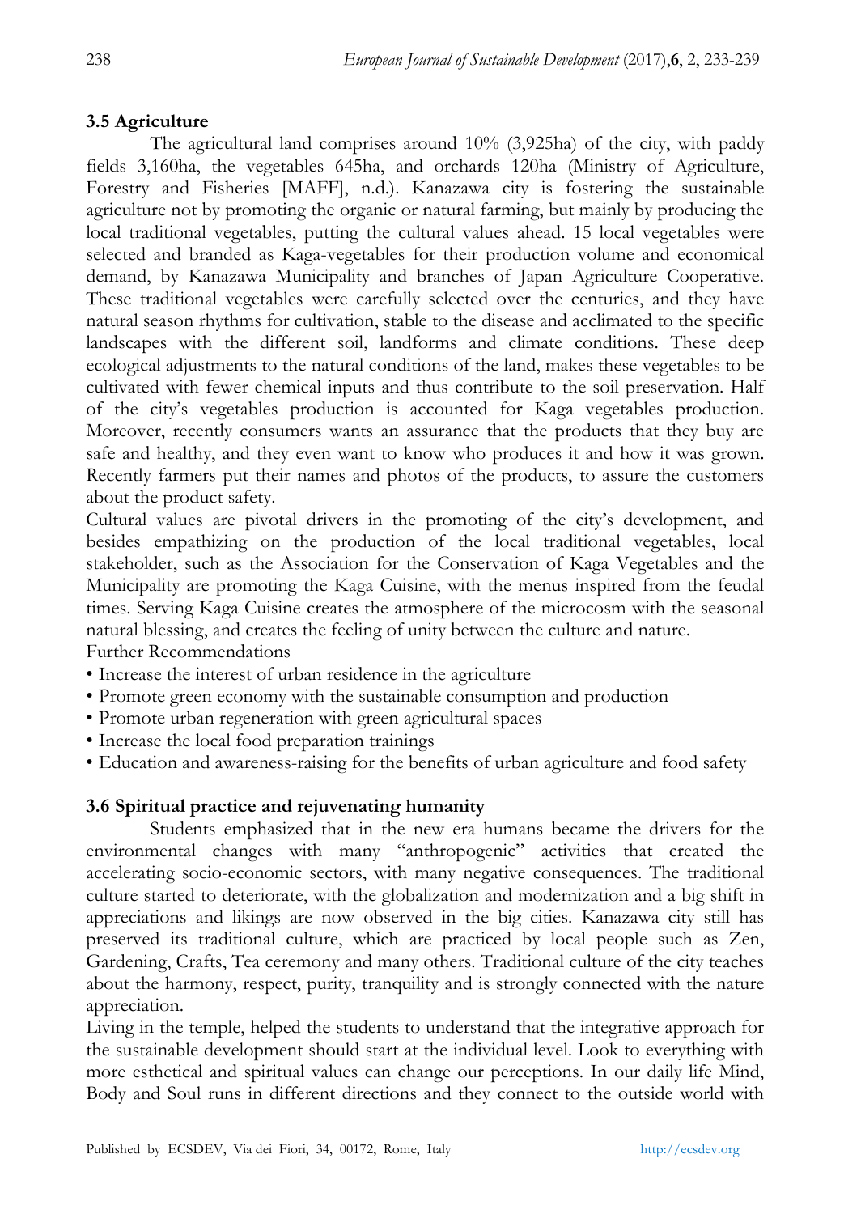### 3.5 Agriculture

The agricultural land comprises around 10% (3,925ha) of the city, with paddy fields 3,160ha, the vegetables 645ha, and orchards 120ha (Ministry of Agriculture, Forestry and Fisheries [MAFF], n.d.). Kanazawa city is fostering the sustainable agriculture not by promoting the organic or natural farming, but mainly by producing the local traditional vegetables, putting the cultural values ahead. 15 local vegetables were selected and branded as Kaga-vegetables for their production volume and economical demand, by Kanazawa Municipality and branches of Japan Agriculture Cooperative. These traditional vegetables were carefully selected over the centuries, and they have natural season rhythms for cultivation, stable to the disease and acclimated to the specific landscapes with the different soil, landforms and climate conditions. These deep ecological adjustments to the natural conditions of the land, makes these vegetables to be cultivated with fewer chemical inputs and thus contribute to the soil preservation. Half of the city's vegetables production is accounted for Kaga vegetables production. Moreover, recently consumers wants an assurance that the products that they buy are safe and healthy, and they even want to know who produces it and how it was grown. Recently farmers put their names and photos of the products, to assure the customers about the product safety.

Cultural values are pivotal drivers in the promoting of the city's development, and besides empathizing on the production of the local traditional vegetables, local stakeholder, such as the Association for the Conservation of Kaga Vegetables and the Municipality are promoting the Kaga Cuisine, with the menus inspired from the feudal times. Serving Kaga Cuisine creates the atmosphere of the microcosm with the seasonal natural blessing, and creates the feeling of unity between the culture and nature.

Further Recommendations

- Increase the interest of urban residence in the agriculture
- Promote green economy with the sustainable consumption and production
- Promote urban regeneration with green agricultural spaces
- Increase the local food preparation trainings
- Education and awareness-raising for the benefits of urban agriculture and food safety

### 3.6 Spiritual practice and rejuvenating humanity

Students emphasized that in the new era humans became the drivers for the environmental changes with many "anthropogenic" activities that created the accelerating socio-economic sectors, with many negative consequences. The traditional culture started to deteriorate, with the globalization and modernization and a big shift in appreciations and likings are now observed in the big cities. Kanazawa city still has preserved its traditional culture, which are practiced by local people such as Zen, Gardening, Crafts, Tea ceremony and many others. Traditional culture of the city teaches about the harmony, respect, purity, tranquility and is strongly connected with the nature appreciation.

Living in the temple, helped the students to understand that the integrative approach for the sustainable development should start at the individual level. Look to everything with more esthetical and spiritual values can change our perceptions. In our daily life Mind, Body and Soul runs in different directions and they connect to the outside world with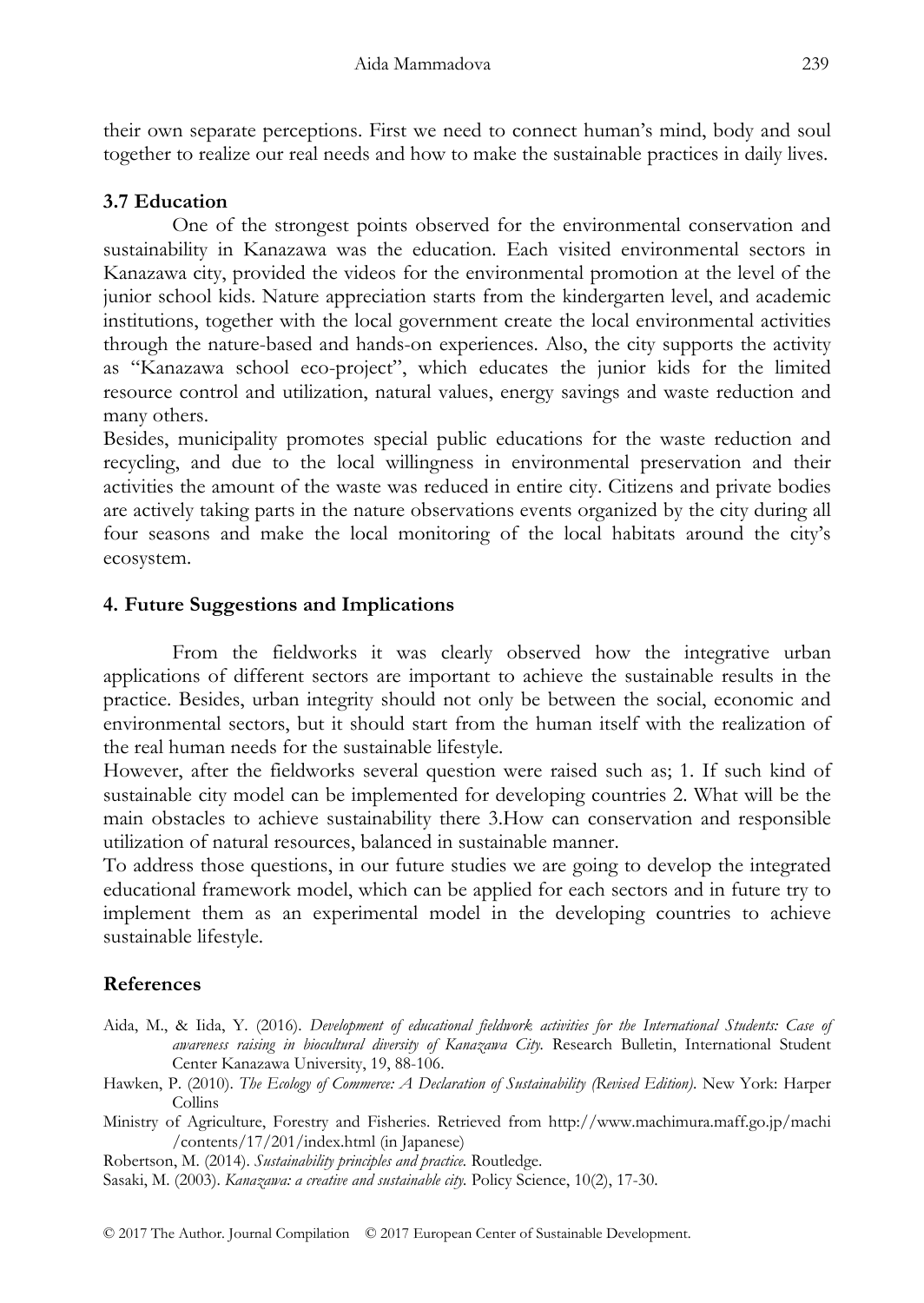their own separate perceptions. First we need to connect human's mind, body and soul together to realize our real needs and how to make the sustainable practices in daily lives.

### 3.7 Education

One of the strongest points observed for the environmental conservation and sustainability in Kanazawa was the education. Each visited environmental sectors in Kanazawa city, provided the videos for the environmental promotion at the level of the junior school kids. Nature appreciation starts from the kindergarten level, and academic institutions, together with the local government create the local environmental activities through the nature-based and hands-on experiences. Also, the city supports the activity as "Kanazawa school eco-project", which educates the junior kids for the limited resource control and utilization, natural values, energy savings and waste reduction and many others.

Besides, municipality promotes special public educations for the waste reduction and recycling, and due to the local willingness in environmental preservation and their activities the amount of the waste was reduced in entire city. Citizens and private bodies are actively taking parts in the nature observations events organized by the city during all four seasons and make the local monitoring of the local habitats around the city's ecosystem.

## 4. Future Suggestions and Implications

From the fieldworks it was clearly observed how the integrative urban applications of different sectors are important to achieve the sustainable results in the practice. Besides, urban integrity should not only be between the social, economic and environmental sectors, but it should start from the human itself with the realization of the real human needs for the sustainable lifestyle.

However, after the fieldworks several question were raised such as; 1. If such kind of sustainable city model can be implemented for developing countries 2. What will be the main obstacles to achieve sustainability there 3.How can conservation and responsible utilization of natural resources, balanced in sustainable manner.

To address those questions, in our future studies we are going to develop the integrated educational framework model, which can be applied for each sectors and in future try to implement them as an experimental model in the developing countries to achieve sustainable lifestyle.

## References

Aida, M., & Iida, Y. (2016). *Development of educational fieldwork activities for the International Students: Case of awareness raising in biocultural diversity of Kanazawa City.* Research Bulletin, International Student Center Kanazawa University, 19, 88-106.

Hawken, P. (2010). *The Ecology of Commerce: A Declaration of Sustainability (Revised Edition).* New York: Harper Collins

Ministry of Agriculture, Forestry and Fisheries. Retrieved from http://www.machimura.maff.go.jp/machi/contents/17/201/index.html (in Japanese)

Robertson, M. (2014). *Sustainability principles and practice.* Routledge.

Sasaki, M. (2003). *Kanazawa: a creative and sustainable city.* Policy Science, 10(2), 17-30.